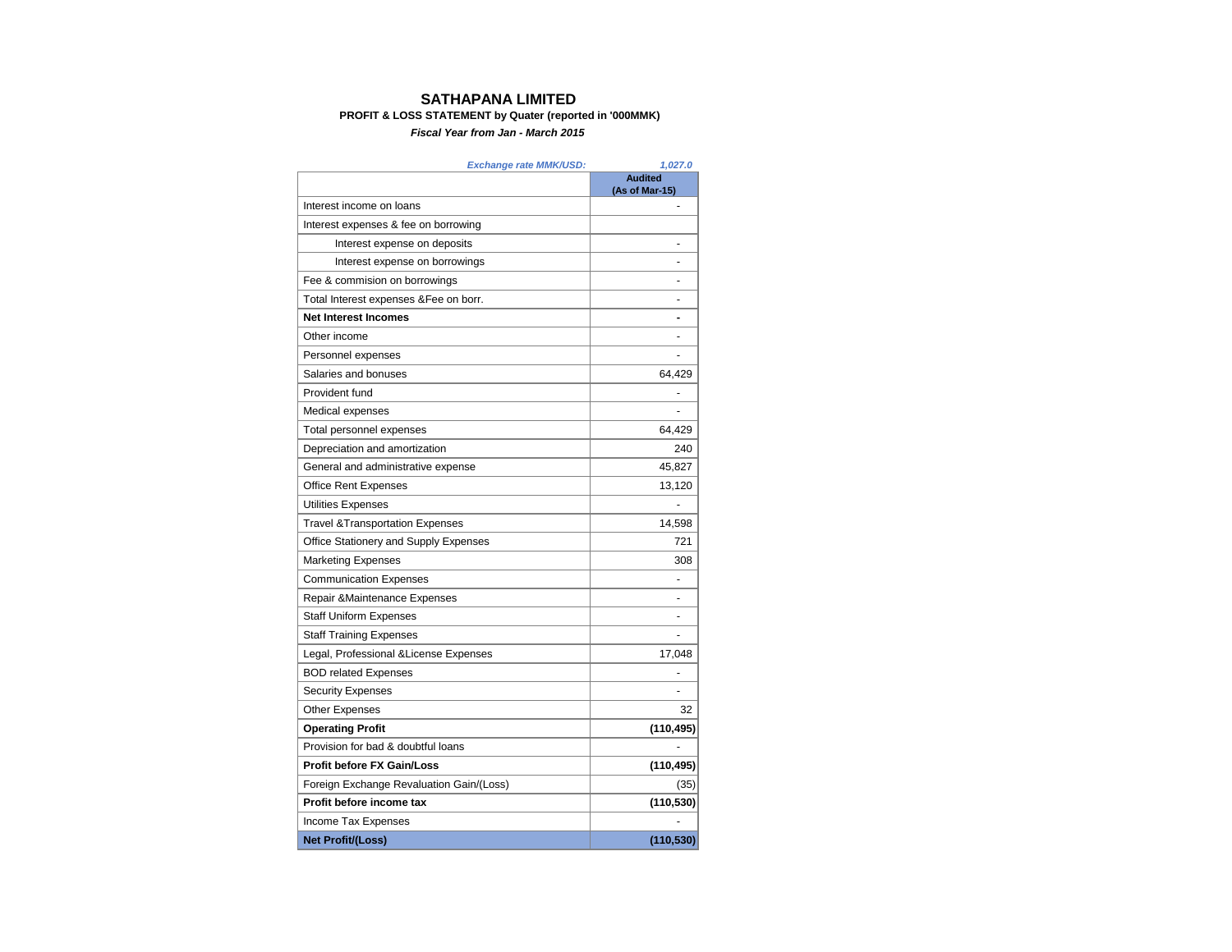# SATHAPANA LIMITED

**PROFIT & LOSS STATEMENT by Quater (reported in '000MMK)**

***Fiscal Year from Jan - March 2015***

| *Exchange rate MMK/USD:* | *1,027.0* |
|---|---|
| | **Audited (As of Mar-15)** |
| Interest income on loans | - |
| Interest expenses & fee on borrowing | |
| Interest expense on deposits | - |
| Interest expense on borrowings | - |
| Fee & commision on borrowings | - |
| Total Interest expenses &Fee on borr. | - |
| **Net Interest Incomes** | **-** |
| Other income | - |
| Personnel expenses | - |
| Salaries and bonuses | 64,429 |
| Provident fund | - |
| Medical expenses | - |
| Total personnel expenses | 64,429 |
| Depreciation and amortization | 240 |
| General and administrative expense | 45,827 |
| Office Rent Expenses | 13,120 |
| Utilities Expenses | - |
| Travel &Transportation Expenses | 14,598 |
| Office Stationery and Supply Expenses | 721 |
| Marketing Expenses | 308 |
| Communication Expenses | - |
| Repair &Maintenance Expenses | - |
| Staff Uniform Expenses | - |
| Staff Training Expenses | - |
| Legal, Professional &License Expenses | 17,048 |
| BOD related Expenses | - |
| Security Expenses | - |
| Other Expenses | 32 |
| **Operating Profit** | **(110,495)** |
| Provision for bad & doubtful loans | - |
| **Profit before FX Gain/Loss** | **(110,495)** |
| Foreign Exchange Revaluation Gain/(Loss) | (35) |
| **Profit before income tax** | **(110,530)** |
| Income Tax Expenses | - |
| **Net Profit/(Loss)** | **(110,530)** |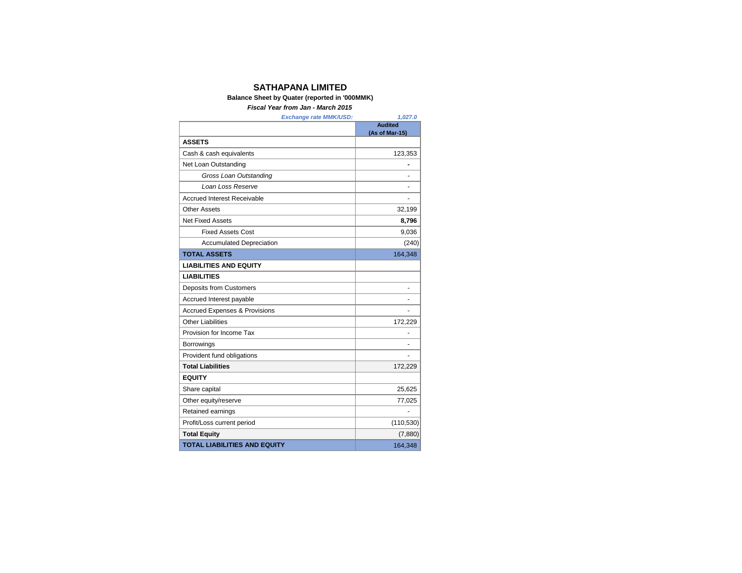# SATHAPANA LIMITED

**Balance Sheet by Quater (reported in '000MMK)**

***Fiscal Year from Jan - March 2015***

*Exchange rate MMK/USD:* *1,027.0*

| | Audited (As of Mar-15) |
|---|---|
| **ASSETS** | |
| Cash & cash equivalents | 123,353 |
| Net Loan Outstanding | **-** |
| *Gross Loan Outstanding* | - |
| *Loan Loss Reserve* | - |
| Accrued Interest Receivable | - |
| Other Assets | 32,199 |
| Net Fixed Assets | **8,796** |
| Fixed Assets Cost | 9,036 |
| Accumulated Depreciation | (240) |
| **TOTAL ASSETS** | 164,348 |
| **LIABILITIES AND EQUITY** | |
| **LIABILITIES** | |
| Deposits from Customers | - |
| Accrued Interest payable | - |
| Accrued Expenses & Provisions | - |
| Other Liabilities | 172,229 |
| Provision for Income Tax | - |
| Borrowings | - |
| Provident fund obligations | - |
| **Total Liabilities** | 172,229 |
| **EQUITY** | |
| Share capital | 25,625 |
| Other equity/reserve | 77,025 |
| Retained earnings | - |
| Profit/Loss current period | (110,530) |
| **Total Equity** | (7,880) |
| **TOTAL LIABILITIES AND EQUITY** | 164,348 |